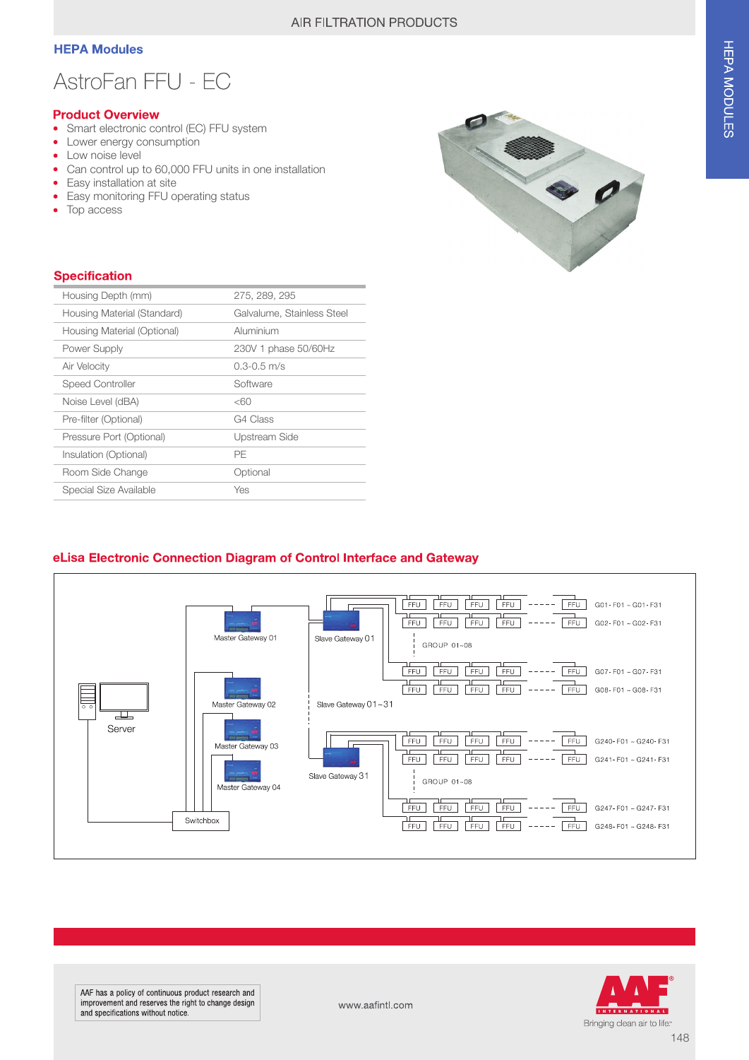## HEPA Modules

# AstroFan FFU - EC

### Product Overview

- Smart electronic control (EC) FFU system
- Lower energy consumption
- Low noise level
- Can control up to 60,000 FFU units in one installation
- Easy installation at site
- Easy monitoring FFU operating status
- Top access

### Specification

| | |
|---|---|
| Housing Depth (mm) | 275, 289, 295 |
| Housing Material (Standard) | Galvalume, Stainless Steel |
| Housing Material (Optional) | Aluminium |
| Power Supply | 230V 1 phase 50/60Hz |
| Air Velocity | 0.3-0.5 m/s |
| Speed Controller | Software |
| Noise Level (dBA) | <60 |
| Pre-filter (Optional) | G4 Class |
| Pressure Port (Optional) | Upstream Side |
| Insulation (Optional) | PE |
| Room Side Change | Optional |
| Special Size Available | Yes |

### eLisa Electronic Connection Diagram of Control Interface and Gateway

Server

Switchbox

Master Gateway 01

Master Gateway 02

Master Gateway 03

Master Gateway 04

Slave Gateway 01

Slave Gateway 01~31

Slave Gateway 31

FFU FFU FFU FFU ----- FFU G01- F01 ~ G01- F31

FFU FFU FFU FFU ----- FFU G02- F01 ~ G02- F31

GROUP 01~08

FFU FFU FFU FFU ----- FFU G07- F01 ~ G07- F31

FFU FFU FFU FFU ----- FFU G08- F01 ~ G08- F31

FFU FFU FFU FFU ----- FFU G240- F01 ~ G240- F31

FFU FFU FFU FFU ----- FFU G241- F01 ~ G241- F31

GROUP 01~08

FFU FFU FFU FFU ----- FFU G247- F01 ~ G247- F31

FFU FFU FFU FFU ----- FFU G248- F01 ~ G248- F31

AAF has a policy of continuous product research and improvement and reserves the right to change design and specifications without notice.

www.aafintl.com

Bringing clean air to life.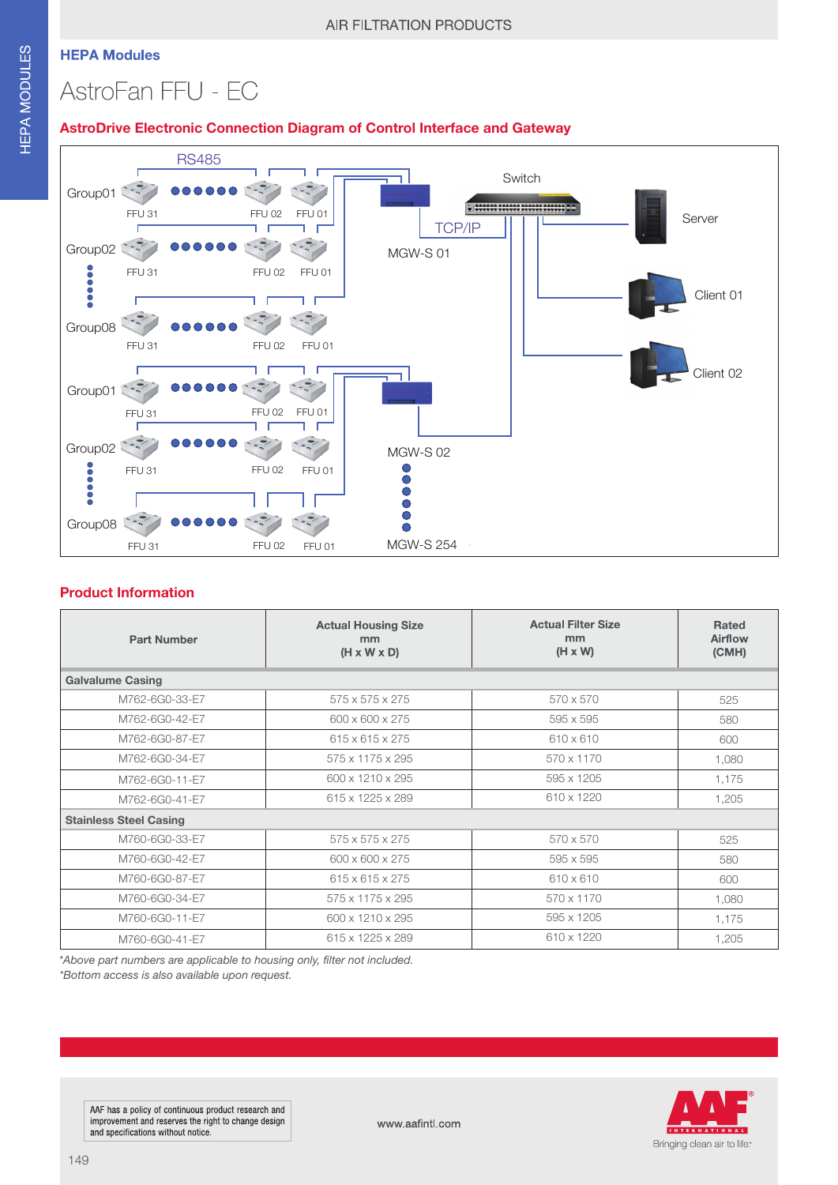## HEPA Modules

# AstroFan FFU - EC

### AstroDrive Electronic Connection Diagram of Control Interface and Gateway

RS485

Group01 FFU 31 FFU 02 FFU 01

Group02 FFU 31 FFU 02 FFU 01

Group08 FFU 31 FFU 02 FFU 01

Switch

TCP/IP

MGW-S 01

Server

Client 01

Client 02

Group01 FFU 31 FFU 02 FFU 01

Group02 FFU 31 FFU 02 FFU 01

Group08 FFU 31 FFU 02 FFU 01

MGW-S 02

MGW-S 254

### Product Information

| Part Number | Actual Housing Size mm (H x W x D) | Actual Filter Size mm (H x W) | Rated Airflow (CMH) |
|---|---|---|---|
| **Galvalume Casing** | | | |
| M762-6G0-33-E7 | 575 x 575 x 275 | 570 x 570 | 525 |
| M762-6G0-42-E7 | 600 x 600 x 275 | 595 x 595 | 580 |
| M762-6G0-87-E7 | 615 x 615 x 275 | 610 x 610 | 600 |
| M762-6G0-34-E7 | 575 x 1175 x 295 | 570 x 1170 | 1,080 |
| M762-6G0-11-E7 | 600 x 1210 x 295 | 595 x 1205 | 1,175 |
| M762-6G0-41-E7 | 615 x 1225 x 289 | 610 x 1220 | 1,205 |
| **Stainless Steel Casing** | | | |
| M760-6G0-33-E7 | 575 x 575 x 275 | 570 x 570 | 525 |
| M760-6G0-42-E7 | 600 x 600 x 275 | 595 x 595 | 580 |
| M760-6G0-87-E7 | 615 x 615 x 275 | 610 x 610 | 600 |
| M760-6G0-34-E7 | 575 x 1175 x 295 | 570 x 1170 | 1,080 |
| M760-6G0-11-E7 | 600 x 1210 x 295 | 595 x 1205 | 1,175 |
| M760-6G0-41-E7 | 615 x 1225 x 289 | 610 x 1220 | 1,205 |

*\*Above part numbers are applicable to housing only, filter not included.*
*\*Bottom access is also available upon request.*

AAF has a policy of continuous product research and improvement and reserves the right to change design and specifications without notice.

www.aafintl.com

Bringing clean air to life.